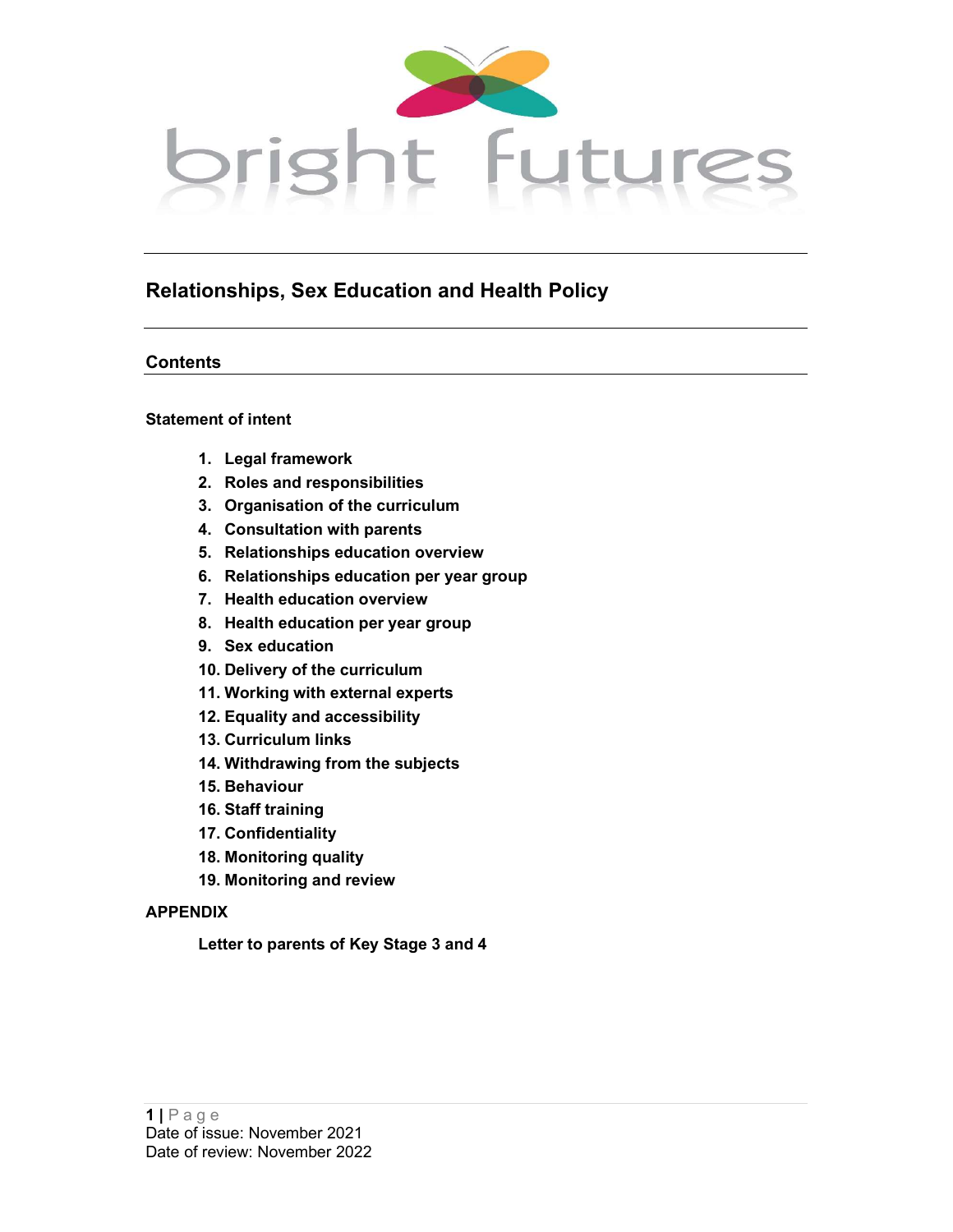bright futures

# Relationships, Sex Education and Health Policy

## Contents

**Statement of intent**

1. **Legal framework**
2. **Roles and responsibilities**
3. **Organisation of the curriculum**
4. **Consultation with parents**
5. **Relationships education overview**
6. **Relationships education per year group**
7. **Health education overview**
8. **Health education per year group**
9. **Sex education**
10. **Delivery of the curriculum**
11. **Working with external experts**
12. **Equality and accessibility**
13. **Curriculum links**
14. **Withdrawing from the subjects**
15. **Behaviour**
16. **Staff training**
17. **Confidentiality**
18. **Monitoring quality**
19. **Monitoring and review**

**APPENDIX**

**Letter to parents of Key Stage 3 and 4**

Date of issue: November 2021
Date of review: November 2022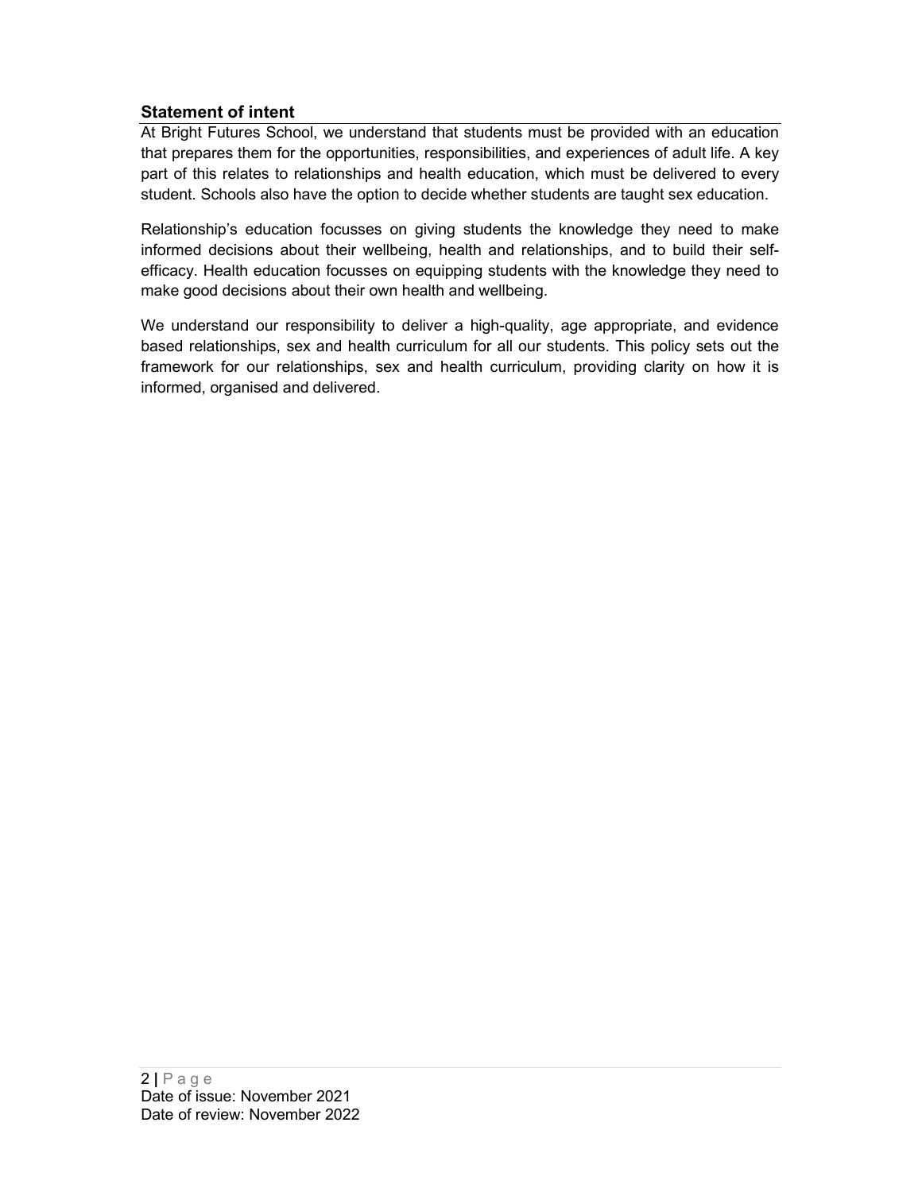## Statement of intent

At Bright Futures School, we understand that students must be provided with an education that prepares them for the opportunities, responsibilities, and experiences of adult life. A key part of this relates to relationships and health education, which must be delivered to every student. Schools also have the option to decide whether students are taught sex education.

Relationship's education focusses on giving students the knowledge they need to make informed decisions about their wellbeing, health and relationships, and to build their self-efficacy. Health education focusses on equipping students with the knowledge they need to make good decisions about their own health and wellbeing.

We understand our responsibility to deliver a high-quality, age appropriate, and evidence based relationships, sex and health curriculum for all our students. This policy sets out the framework for our relationships, sex and health curriculum, providing clarity on how it is informed, organised and delivered.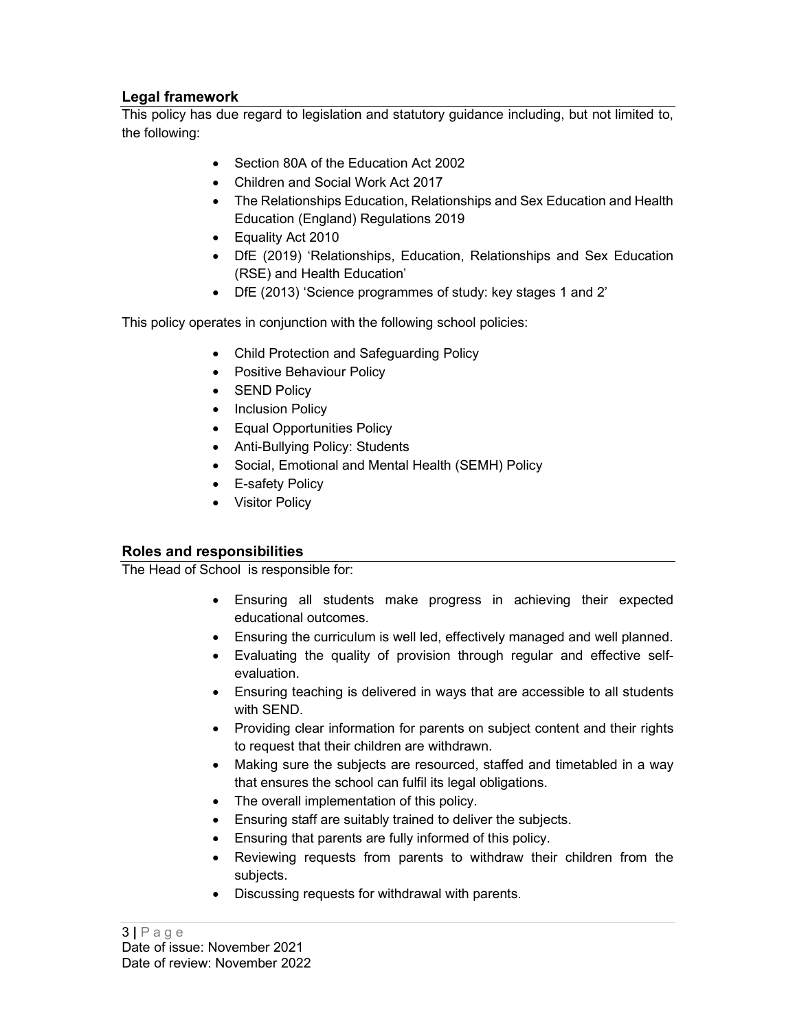## Legal framework

This policy has due regard to legislation and statutory guidance including, but not limited to, the following:

- Section 80A of the Education Act 2002
- Children and Social Work Act 2017
- The Relationships Education, Relationships and Sex Education and Health Education (England) Regulations 2019
- Equality Act 2010
- DfE (2019) 'Relationships, Education, Relationships and Sex Education (RSE) and Health Education'
- DfE (2013) 'Science programmes of study: key stages 1 and 2'

This policy operates in conjunction with the following school policies:

- Child Protection and Safeguarding Policy
- Positive Behaviour Policy
- SEND Policy
- Inclusion Policy
- Equal Opportunities Policy
- Anti-Bullying Policy: Students
- Social, Emotional and Mental Health (SEMH) Policy
- E-safety Policy
- Visitor Policy

## Roles and responsibilities

The Head of School is responsible for:

- Ensuring all students make progress in achieving their expected educational outcomes.
- Ensuring the curriculum is well led, effectively managed and well planned.
- Evaluating the quality of provision through regular and effective self-evaluation.
- Ensuring teaching is delivered in ways that are accessible to all students with SEND.
- Providing clear information for parents on subject content and their rights to request that their children are withdrawn.
- Making sure the subjects are resourced, staffed and timetabled in a way that ensures the school can fulfil its legal obligations.
- The overall implementation of this policy.
- Ensuring staff are suitably trained to deliver the subjects.
- Ensuring that parents are fully informed of this policy.
- Reviewing requests from parents to withdraw their children from the subjects.
- Discussing requests for withdrawal with parents.

Date of issue: November 2021
Date of review: November 2022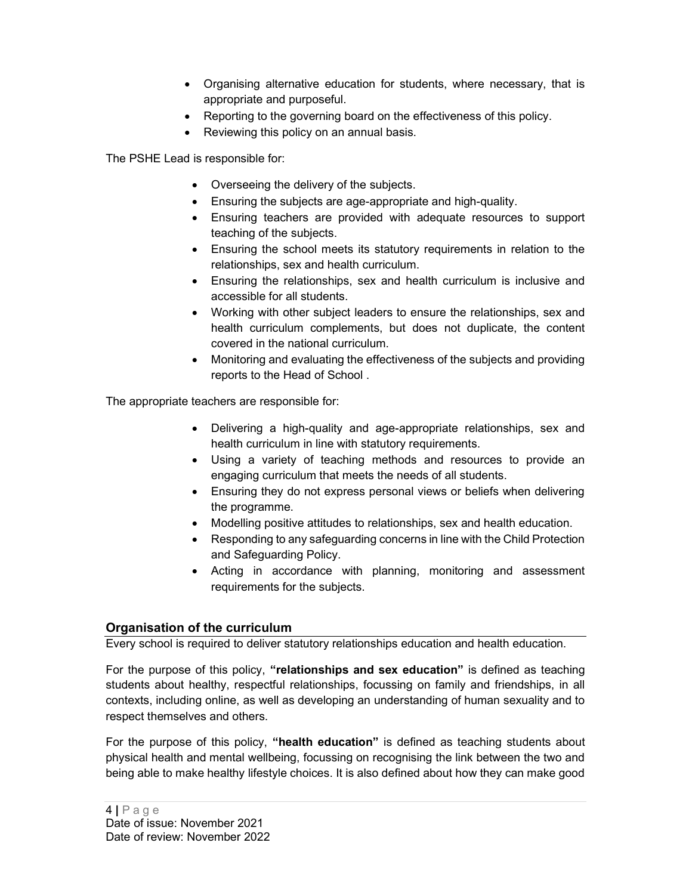- Organising alternative education for students, where necessary, that is appropriate and purposeful.
- Reporting to the governing board on the effectiveness of this policy.
- Reviewing this policy on an annual basis.

The PSHE Lead is responsible for:

- Overseeing the delivery of the subjects.
- Ensuring the subjects are age-appropriate and high-quality.
- Ensuring teachers are provided with adequate resources to support teaching of the subjects.
- Ensuring the school meets its statutory requirements in relation to the relationships, sex and health curriculum.
- Ensuring the relationships, sex and health curriculum is inclusive and accessible for all students.
- Working with other subject leaders to ensure the relationships, sex and health curriculum complements, but does not duplicate, the content covered in the national curriculum.
- Monitoring and evaluating the effectiveness of the subjects and providing reports to the Head of School .

The appropriate teachers are responsible for:

- Delivering a high-quality and age-appropriate relationships, sex and health curriculum in line with statutory requirements.
- Using a variety of teaching methods and resources to provide an engaging curriculum that meets the needs of all students.
- Ensuring they do not express personal views or beliefs when delivering the programme.
- Modelling positive attitudes to relationships, sex and health education.
- Responding to any safeguarding concerns in line with the Child Protection and Safeguarding Policy.
- Acting in accordance with planning, monitoring and assessment requirements for the subjects.

## Organisation of the curriculum

Every school is required to deliver statutory relationships education and health education.

For the purpose of this policy, **"relationships and sex education"** is defined as teaching students about healthy, respectful relationships, focussing on family and friendships, in all contexts, including online, as well as developing an understanding of human sexuality and to respect themselves and others.

For the purpose of this policy, **"health education"** is defined as teaching students about physical health and mental wellbeing, focussing on recognising the link between the two and being able to make healthy lifestyle choices. It is also defined about how they can make good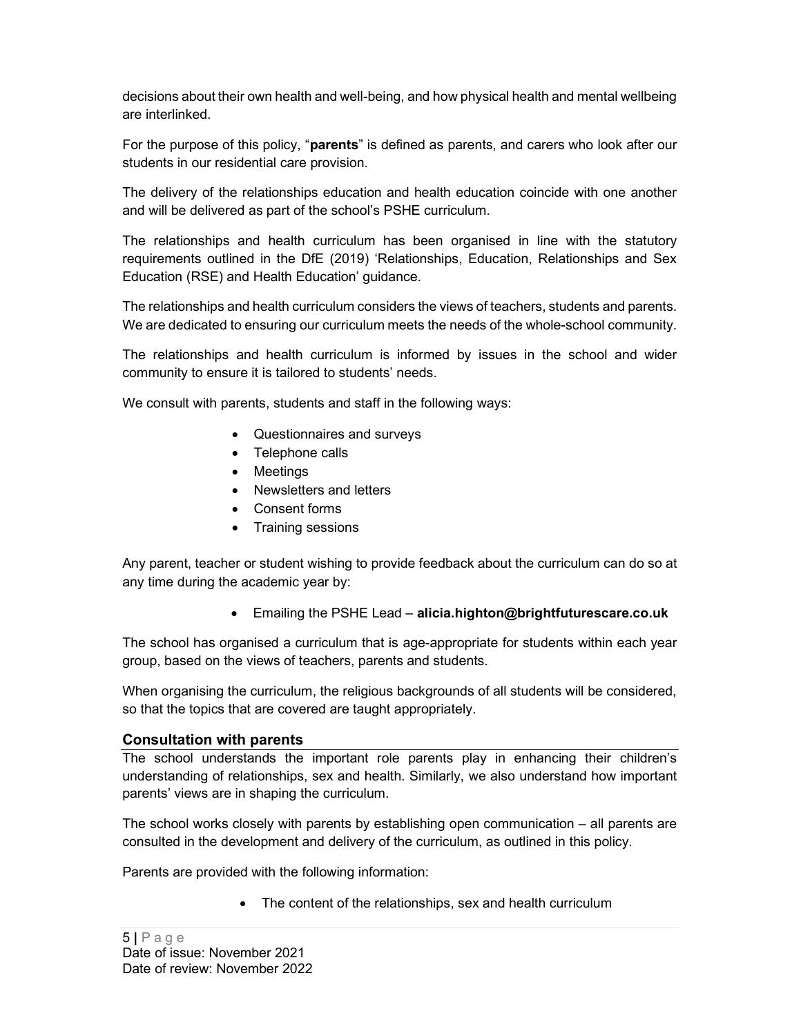decisions about their own health and well-being, and how physical health and mental wellbeing are interlinked.

For the purpose of this policy, "**parents**" is defined as parents, and carers who look after our students in our residential care provision.

The delivery of the relationships education and health education coincide with one another and will be delivered as part of the school's PSHE curriculum.

The relationships and health curriculum has been organised in line with the statutory requirements outlined in the DfE (2019) 'Relationships, Education, Relationships and Sex Education (RSE) and Health Education' guidance.

The relationships and health curriculum considers the views of teachers, students and parents. We are dedicated to ensuring our curriculum meets the needs of the whole-school community.

The relationships and health curriculum is informed by issues in the school and wider community to ensure it is tailored to students' needs.

We consult with parents, students and staff in the following ways:

- Questionnaires and surveys
- Telephone calls
- Meetings
- Newsletters and letters
- Consent forms
- Training sessions

Any parent, teacher or student wishing to provide feedback about the curriculum can do so at any time during the academic year by:

- Emailing the PSHE Lead – **alicia.highton@brightfuturescare.co.uk**

The school has organised a curriculum that is age-appropriate for students within each year group, based on the views of teachers, parents and students.

When organising the curriculum, the religious backgrounds of all students will be considered, so that the topics that are covered are taught appropriately.

### Consultation with parents

The school understands the important role parents play in enhancing their children's understanding of relationships, sex and health. Similarly, we also understand how important parents' views are in shaping the curriculum.

The school works closely with parents by establishing open communication – all parents are consulted in the development and delivery of the curriculum, as outlined in this policy.

Parents are provided with the following information:

- The content of the relationships, sex and health curriculum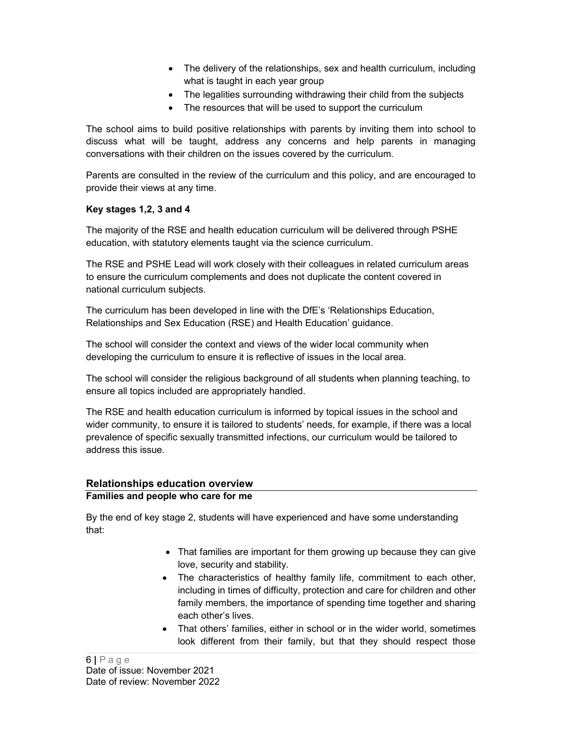- The delivery of the relationships, sex and health curriculum, including what is taught in each year group
- The legalities surrounding withdrawing their child from the subjects
- The resources that will be used to support the curriculum

The school aims to build positive relationships with parents by inviting them into school to discuss what will be taught, address any concerns and help parents in managing conversations with their children on the issues covered by the curriculum.

Parents are consulted in the review of the curriculum and this policy, and are encouraged to provide their views at any time.

**Key stages 1,2, 3 and 4**

The majority of the RSE and health education curriculum will be delivered through PSHE education, with statutory elements taught via the science curriculum.

The RSE and PSHE Lead will work closely with their colleagues in related curriculum areas to ensure the curriculum complements and does not duplicate the content covered in national curriculum subjects.

The curriculum has been developed in line with the DfE's 'Relationships Education, Relationships and Sex Education (RSE) and Health Education' guidance.

The school will consider the context and views of the wider local community when developing the curriculum to ensure it is reflective of issues in the local area.

The school will consider the religious background of all students when planning teaching, to ensure all topics included are appropriately handled.

The RSE and health education curriculum is informed by topical issues in the school and wider community, to ensure it is tailored to students' needs, for example, if there was a local prevalence of specific sexually transmitted infections, our curriculum would be tailored to address this issue.

## Relationships education overview

**Families and people who care for me**

By the end of key stage 2, students will have experienced and have some understanding that:

- That families are important for them growing up because they can give love, security and stability.
- The characteristics of healthy family life, commitment to each other, including in times of difficulty, protection and care for children and other family members, the importance of spending time together and sharing each other's lives.
- That others' families, either in school or in the wider world, sometimes look different from their family, but that they should respect those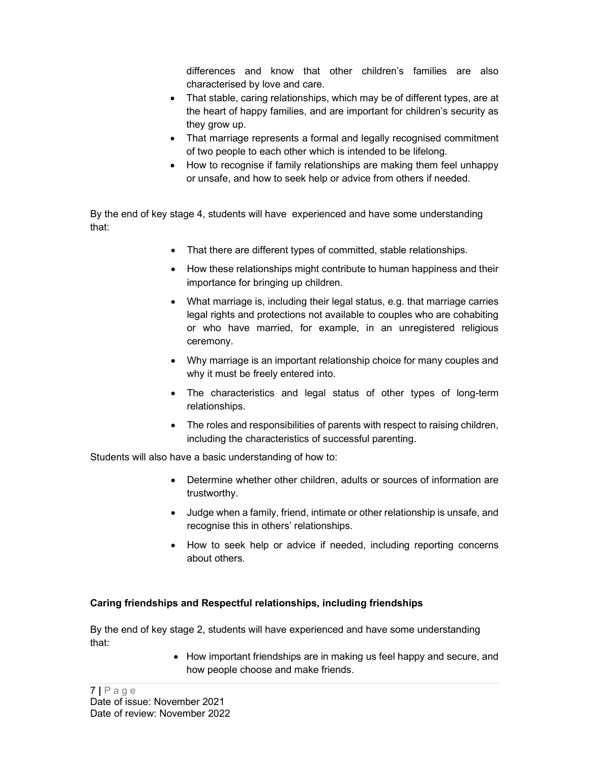differences and know that other children's families are also characterised by love and care.

- That stable, caring relationships, which may be of different types, are at the heart of happy families, and are important for children's security as they grow up.
- That marriage represents a formal and legally recognised commitment of two people to each other which is intended to be lifelong.
- How to recognise if family relationships are making them feel unhappy or unsafe, and how to seek help or advice from others if needed.

By the end of key stage 4, students will have experienced and have some understanding that:

- That there are different types of committed, stable relationships.
- How these relationships might contribute to human happiness and their importance for bringing up children.
- What marriage is, including their legal status, e.g. that marriage carries legal rights and protections not available to couples who are cohabiting or who have married, for example, in an unregistered religious ceremony.
- Why marriage is an important relationship choice for many couples and why it must be freely entered into.
- The characteristics and legal status of other types of long-term relationships.
- The roles and responsibilities of parents with respect to raising children, including the characteristics of successful parenting.

Students will also have a basic understanding of how to:

- Determine whether other children, adults or sources of information are trustworthy.
- Judge when a family, friend, intimate or other relationship is unsafe, and recognise this in others' relationships.
- How to seek help or advice if needed, including reporting concerns about others.

**Caring friendships and Respectful relationships, including friendships**

By the end of key stage 2, students will have experienced and have some understanding that:

- How important friendships are in making us feel happy and secure, and how people choose and make friends.

Date of issue: November 2021
Date of review: November 2022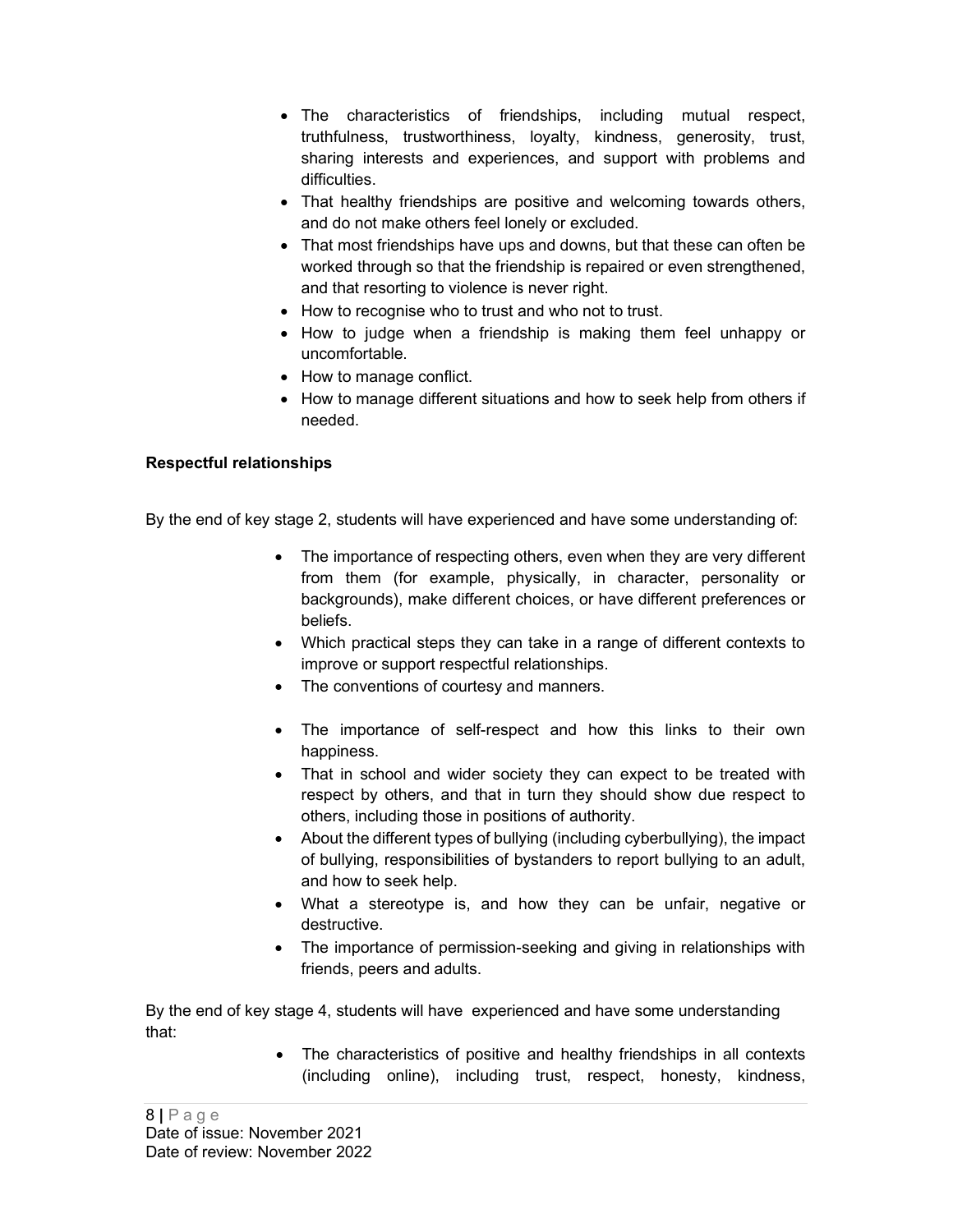- The characteristics of friendships, including mutual respect, truthfulness, trustworthiness, loyalty, kindness, generosity, trust, sharing interests and experiences, and support with problems and difficulties.
- That healthy friendships are positive and welcoming towards others, and do not make others feel lonely or excluded.
- That most friendships have ups and downs, but that these can often be worked through so that the friendship is repaired or even strengthened, and that resorting to violence is never right.
- How to recognise who to trust and who not to trust.
- How to judge when a friendship is making them feel unhappy or uncomfortable.
- How to manage conflict.
- How to manage different situations and how to seek help from others if needed.

**Respectful relationships**

By the end of key stage 2, students will have experienced and have some understanding of:

- The importance of respecting others, even when they are very different from them (for example, physically, in character, personality or backgrounds), make different choices, or have different preferences or beliefs.
- Which practical steps they can take in a range of different contexts to improve or support respectful relationships.
- The conventions of courtesy and manners.
- The importance of self-respect and how this links to their own happiness.
- That in school and wider society they can expect to be treated with respect by others, and that in turn they should show due respect to others, including those in positions of authority.
- About the different types of bullying (including cyberbullying), the impact of bullying, responsibilities of bystanders to report bullying to an adult, and how to seek help.
- What a stereotype is, and how they can be unfair, negative or destructive.
- The importance of permission-seeking and giving in relationships with friends, peers and adults.

By the end of key stage 4, students will have experienced and have some understanding that:

- The characteristics of positive and healthy friendships in all contexts (including online), including trust, respect, honesty, kindness,

Date of issue: November 2021
Date of review: November 2022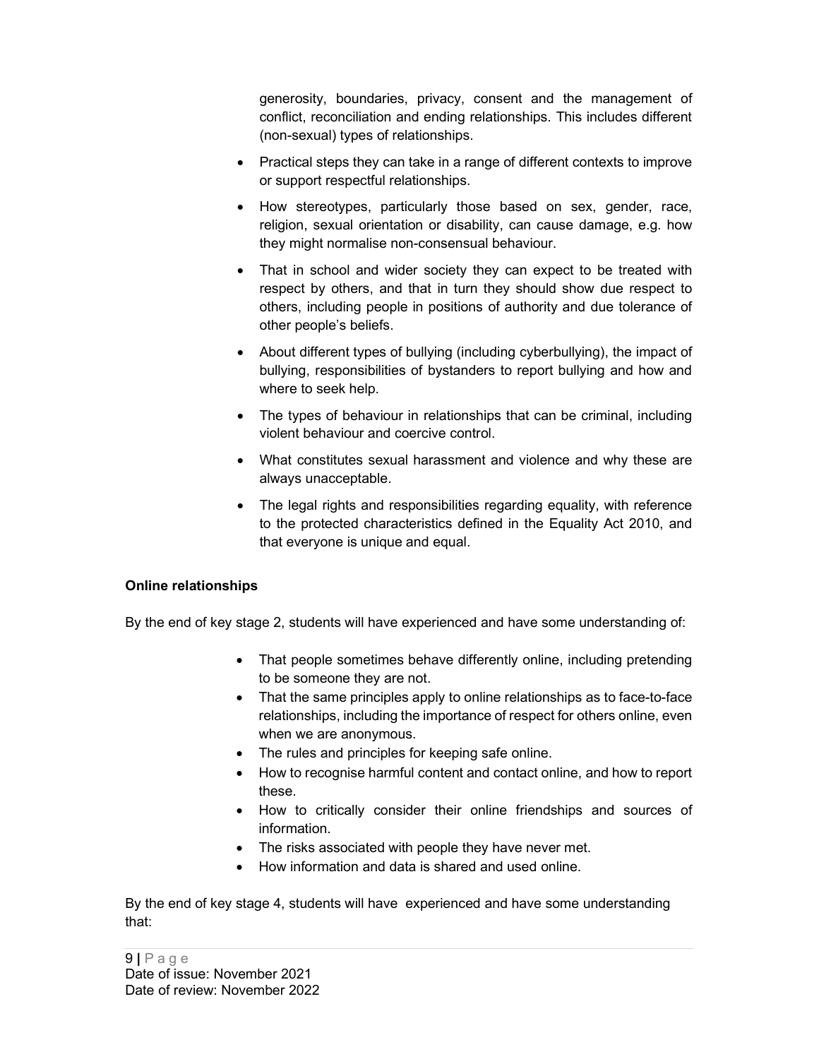generosity, boundaries, privacy, consent and the management of conflict, reconciliation and ending relationships. This includes different (non-sexual) types of relationships.

- Practical steps they can take in a range of different contexts to improve or support respectful relationships.
- How stereotypes, particularly those based on sex, gender, race, religion, sexual orientation or disability, can cause damage, e.g. how they might normalise non-consensual behaviour.
- That in school and wider society they can expect to be treated with respect by others, and that in turn they should show due respect to others, including people in positions of authority and due tolerance of other people's beliefs.
- About different types of bullying (including cyberbullying), the impact of bullying, responsibilities of bystanders to report bullying and how and where to seek help.
- The types of behaviour in relationships that can be criminal, including violent behaviour and coercive control.
- What constitutes sexual harassment and violence and why these are always unacceptable.
- The legal rights and responsibilities regarding equality, with reference to the protected characteristics defined in the Equality Act 2010, and that everyone is unique and equal.

**Online relationships**

By the end of key stage 2, students will have experienced and have some understanding of:

- That people sometimes behave differently online, including pretending to be someone they are not.
- That the same principles apply to online relationships as to face-to-face relationships, including the importance of respect for others online, even when we are anonymous.
- The rules and principles for keeping safe online.
- How to recognise harmful content and contact online, and how to report these.
- How to critically consider their online friendships and sources of information.
- The risks associated with people they have never met.
- How information and data is shared and used online.

By the end of key stage 4, students will have experienced and have some understanding that:

Date of issue: November 2021
Date of review: November 2022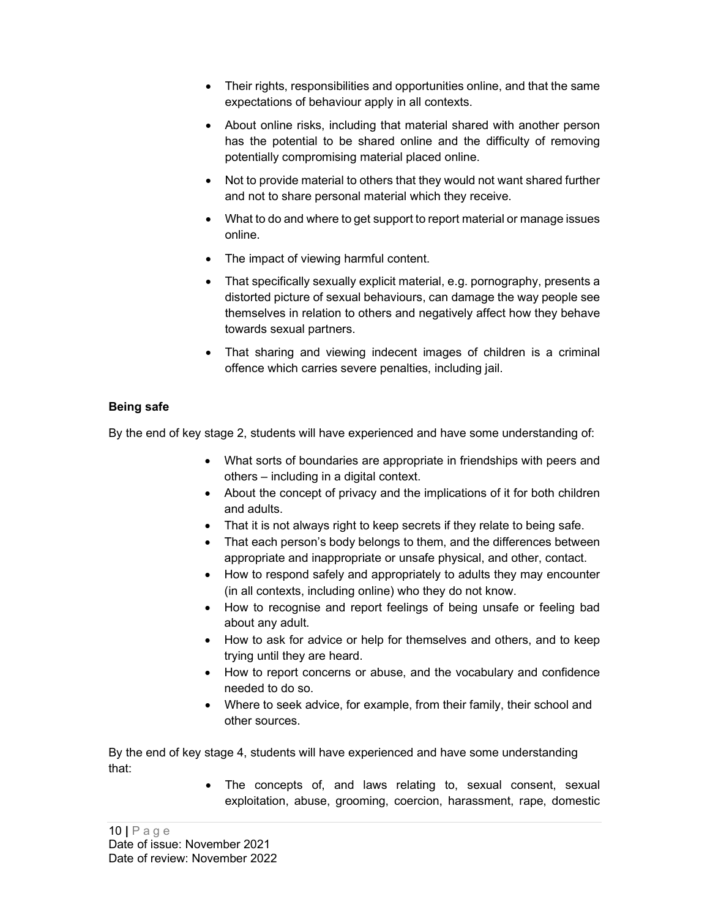- Their rights, responsibilities and opportunities online, and that the same expectations of behaviour apply in all contexts.
- About online risks, including that material shared with another person has the potential to be shared online and the difficulty of removing potentially compromising material placed online.
- Not to provide material to others that they would not want shared further and not to share personal material which they receive.
- What to do and where to get support to report material or manage issues online.
- The impact of viewing harmful content.
- That specifically sexually explicit material, e.g. pornography, presents a distorted picture of sexual behaviours, can damage the way people see themselves in relation to others and negatively affect how they behave towards sexual partners.
- That sharing and viewing indecent images of children is a criminal offence which carries severe penalties, including jail.

**Being safe**

By the end of key stage 2, students will have experienced and have some understanding of:

- What sorts of boundaries are appropriate in friendships with peers and others – including in a digital context.
- About the concept of privacy and the implications of it for both children and adults.
- That it is not always right to keep secrets if they relate to being safe.
- That each person's body belongs to them, and the differences between appropriate and inappropriate or unsafe physical, and other, contact.
- How to respond safely and appropriately to adults they may encounter (in all contexts, including online) who they do not know.
- How to recognise and report feelings of being unsafe or feeling bad about any adult.
- How to ask for advice or help for themselves and others, and to keep trying until they are heard.
- How to report concerns or abuse, and the vocabulary and confidence needed to do so.
- Where to seek advice, for example, from their family, their school and other sources.

By the end of key stage 4, students will have experienced and have some understanding that:

- The concepts of, and laws relating to, sexual consent, sexual exploitation, abuse, grooming, coercion, harassment, rape, domestic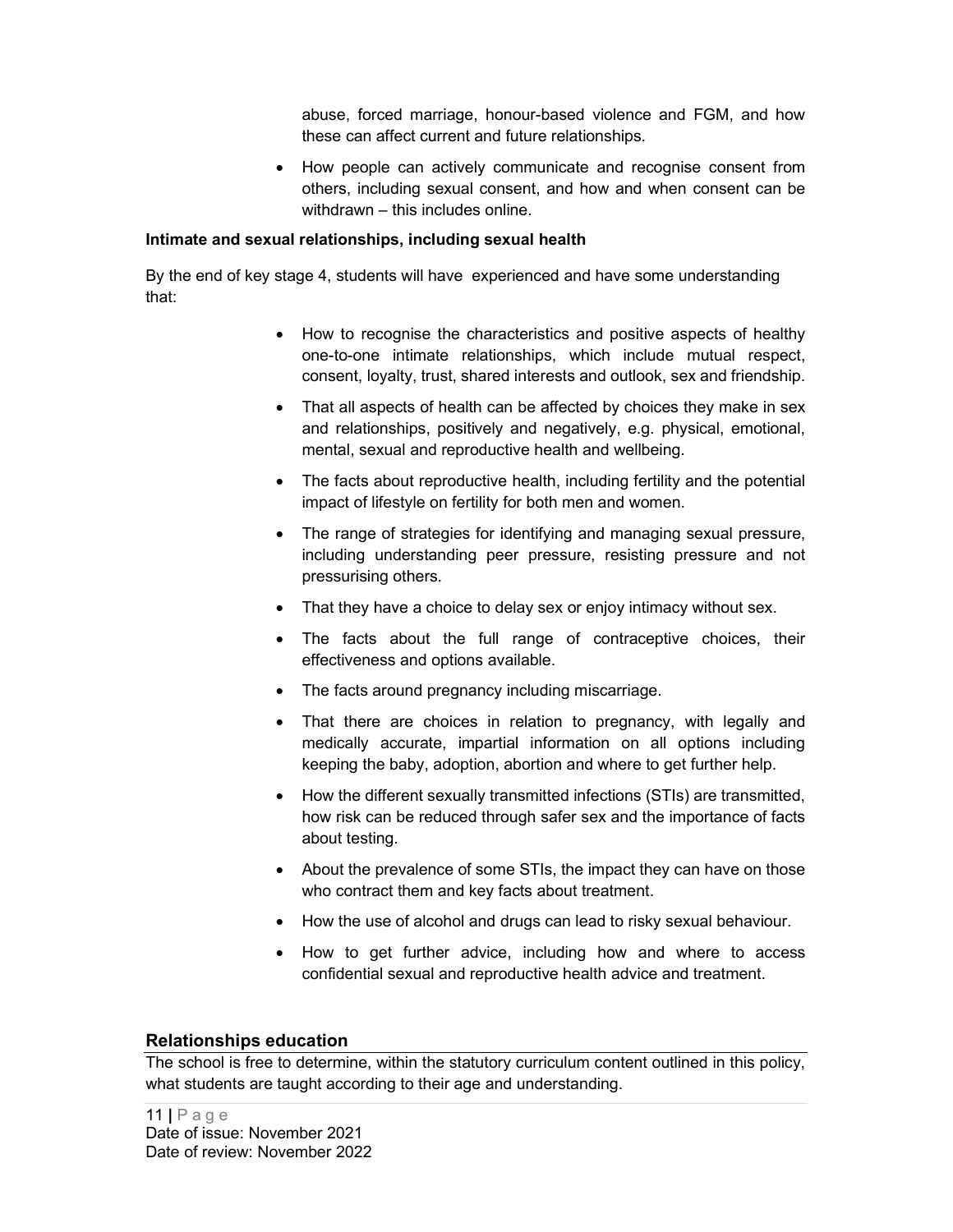abuse, forced marriage, honour-based violence and FGM, and how these can affect current and future relationships.

- How people can actively communicate and recognise consent from others, including sexual consent, and how and when consent can be withdrawn – this includes online.

**Intimate and sexual relationships, including sexual health**

By the end of key stage 4, students will have experienced and have some understanding that:

- How to recognise the characteristics and positive aspects of healthy one-to-one intimate relationships, which include mutual respect, consent, loyalty, trust, shared interests and outlook, sex and friendship.
- That all aspects of health can be affected by choices they make in sex and relationships, positively and negatively, e.g. physical, emotional, mental, sexual and reproductive health and wellbeing.
- The facts about reproductive health, including fertility and the potential impact of lifestyle on fertility for both men and women.
- The range of strategies for identifying and managing sexual pressure, including understanding peer pressure, resisting pressure and not pressurising others.
- That they have a choice to delay sex or enjoy intimacy without sex.
- The facts about the full range of contraceptive choices, their effectiveness and options available.
- The facts around pregnancy including miscarriage.
- That there are choices in relation to pregnancy, with legally and medically accurate, impartial information on all options including keeping the baby, adoption, abortion and where to get further help.
- How the different sexually transmitted infections (STIs) are transmitted, how risk can be reduced through safer sex and the importance of facts about testing.
- About the prevalence of some STIs, the impact they can have on those who contract them and key facts about treatment.
- How the use of alcohol and drugs can lead to risky sexual behaviour.
- How to get further advice, including how and where to access confidential sexual and reproductive health advice and treatment.

## Relationships education

The school is free to determine, within the statutory curriculum content outlined in this policy, what students are taught according to their age and understanding.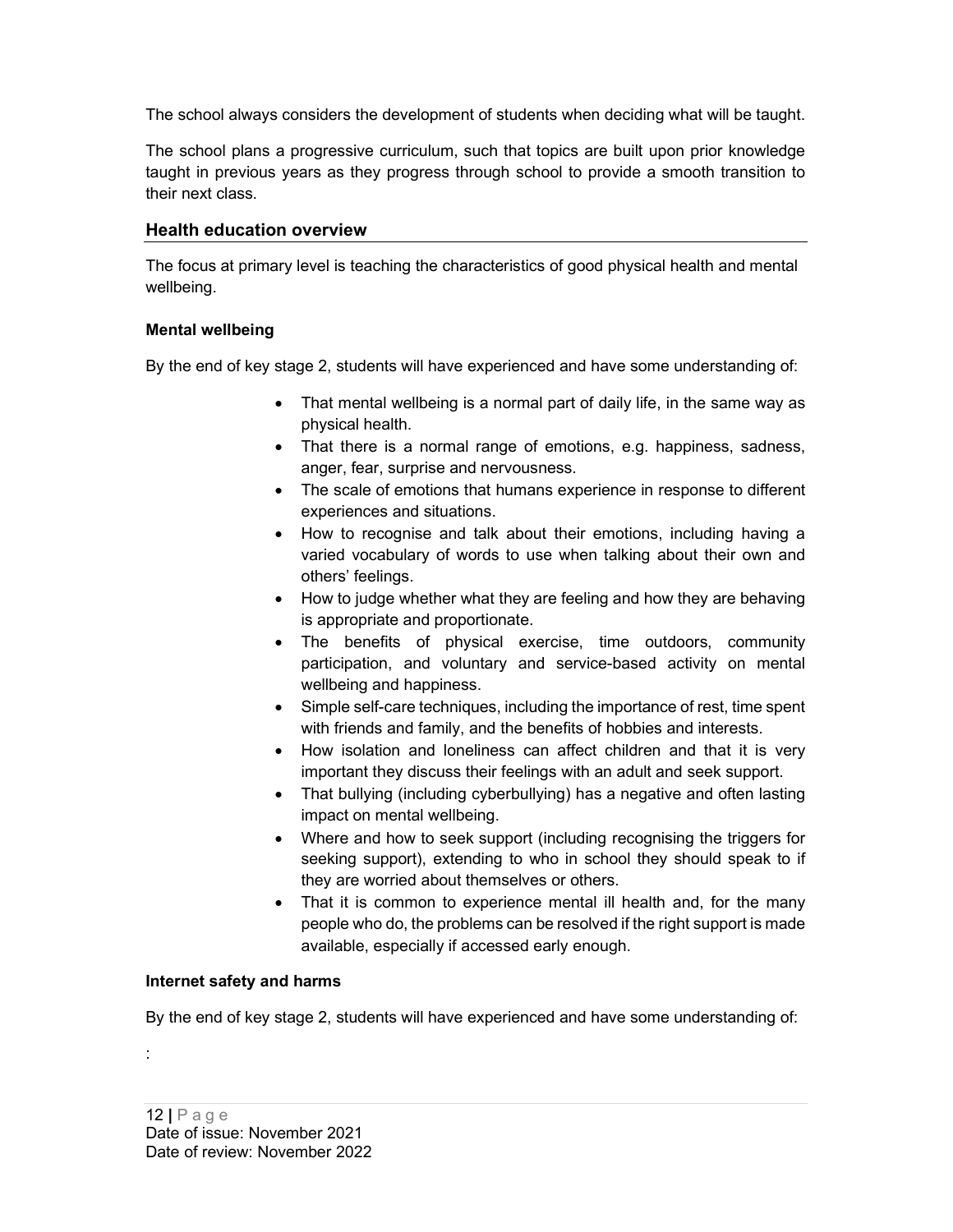The school always considers the development of students when deciding what will be taught.

The school plans a progressive curriculum, such that topics are built upon prior knowledge taught in previous years as they progress through school to provide a smooth transition to their next class.

## Health education overview

The focus at primary level is teaching the characteristics of good physical health and mental wellbeing.

### Mental wellbeing

By the end of key stage 2, students will have experienced and have some understanding of:

- That mental wellbeing is a normal part of daily life, in the same way as physical health.
- That there is a normal range of emotions, e.g. happiness, sadness, anger, fear, surprise and nervousness.
- The scale of emotions that humans experience in response to different experiences and situations.
- How to recognise and talk about their emotions, including having a varied vocabulary of words to use when talking about their own and others' feelings.
- How to judge whether what they are feeling and how they are behaving is appropriate and proportionate.
- The benefits of physical exercise, time outdoors, community participation, and voluntary and service-based activity on mental wellbeing and happiness.
- Simple self-care techniques, including the importance of rest, time spent with friends and family, and the benefits of hobbies and interests.
- How isolation and loneliness can affect children and that it is very important they discuss their feelings with an adult and seek support.
- That bullying (including cyberbullying) has a negative and often lasting impact on mental wellbeing.
- Where and how to seek support (including recognising the triggers for seeking support), extending to who in school they should speak to if they are worried about themselves or others.
- That it is common to experience mental ill health and, for the many people who do, the problems can be resolved if the right support is made available, especially if accessed early enough.

### Internet safety and harms

By the end of key stage 2, students will have experienced and have some understanding of:

: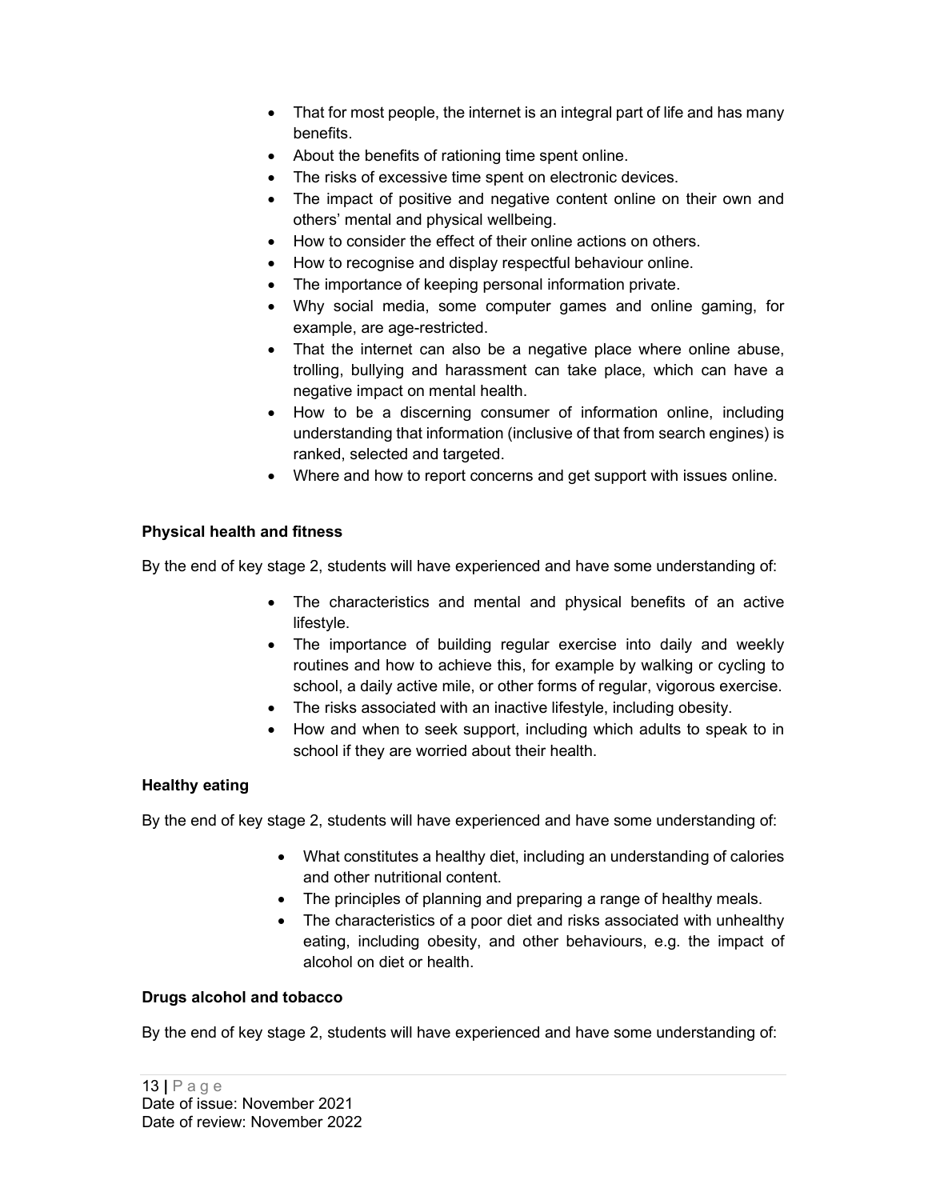- That for most people, the internet is an integral part of life and has many benefits.
- About the benefits of rationing time spent online.
- The risks of excessive time spent on electronic devices.
- The impact of positive and negative content online on their own and others' mental and physical wellbeing.
- How to consider the effect of their online actions on others.
- How to recognise and display respectful behaviour online.
- The importance of keeping personal information private.
- Why social media, some computer games and online gaming, for example, are age-restricted.
- That the internet can also be a negative place where online abuse, trolling, bullying and harassment can take place, which can have a negative impact on mental health.
- How to be a discerning consumer of information online, including understanding that information (inclusive of that from search engines) is ranked, selected and targeted.
- Where and how to report concerns and get support with issues online.

**Physical health and fitness**

By the end of key stage 2, students will have experienced and have some understanding of:

- The characteristics and mental and physical benefits of an active lifestyle.
- The importance of building regular exercise into daily and weekly routines and how to achieve this, for example by walking or cycling to school, a daily active mile, or other forms of regular, vigorous exercise.
- The risks associated with an inactive lifestyle, including obesity.
- How and when to seek support, including which adults to speak to in school if they are worried about their health.

**Healthy eating**

By the end of key stage 2, students will have experienced and have some understanding of:

- What constitutes a healthy diet, including an understanding of calories and other nutritional content.
- The principles of planning and preparing a range of healthy meals.
- The characteristics of a poor diet and risks associated with unhealthy eating, including obesity, and other behaviours, e.g. the impact of alcohol on diet or health.

**Drugs alcohol and tobacco**

By the end of key stage 2, students will have experienced and have some understanding of:

Date of issue: November 2021
Date of review: November 2022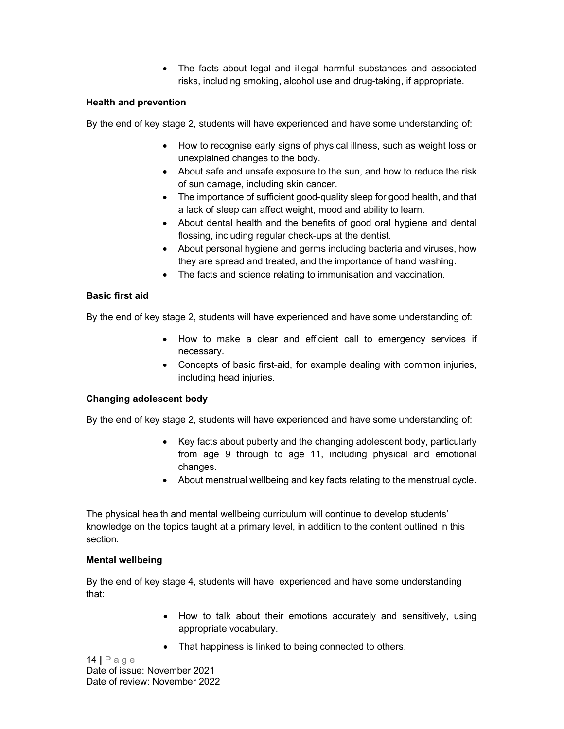- The facts about legal and illegal harmful substances and associated risks, including smoking, alcohol use and drug-taking, if appropriate.

**Health and prevention**

By the end of key stage 2, students will have experienced and have some understanding of:

- How to recognise early signs of physical illness, such as weight loss or unexplained changes to the body.
- About safe and unsafe exposure to the sun, and how to reduce the risk of sun damage, including skin cancer.
- The importance of sufficient good-quality sleep for good health, and that a lack of sleep can affect weight, mood and ability to learn.
- About dental health and the benefits of good oral hygiene and dental flossing, including regular check-ups at the dentist.
- About personal hygiene and germs including bacteria and viruses, how they are spread and treated, and the importance of hand washing.
- The facts and science relating to immunisation and vaccination.

**Basic first aid**

By the end of key stage 2, students will have experienced and have some understanding of:

- How to make a clear and efficient call to emergency services if necessary.
- Concepts of basic first-aid, for example dealing with common injuries, including head injuries.

**Changing adolescent body**

By the end of key stage 2, students will have experienced and have some understanding of:

- Key facts about puberty and the changing adolescent body, particularly from age 9 through to age 11, including physical and emotional changes.
- About menstrual wellbeing and key facts relating to the menstrual cycle.

The physical health and mental wellbeing curriculum will continue to develop students' knowledge on the topics taught at a primary level, in addition to the content outlined in this section.

**Mental wellbeing**

By the end of key stage 4, students will have experienced and have some understanding that:

- How to talk about their emotions accurately and sensitively, using appropriate vocabulary.
- That happiness is linked to being connected to others.

Date of issue: November 2021
Date of review: November 2022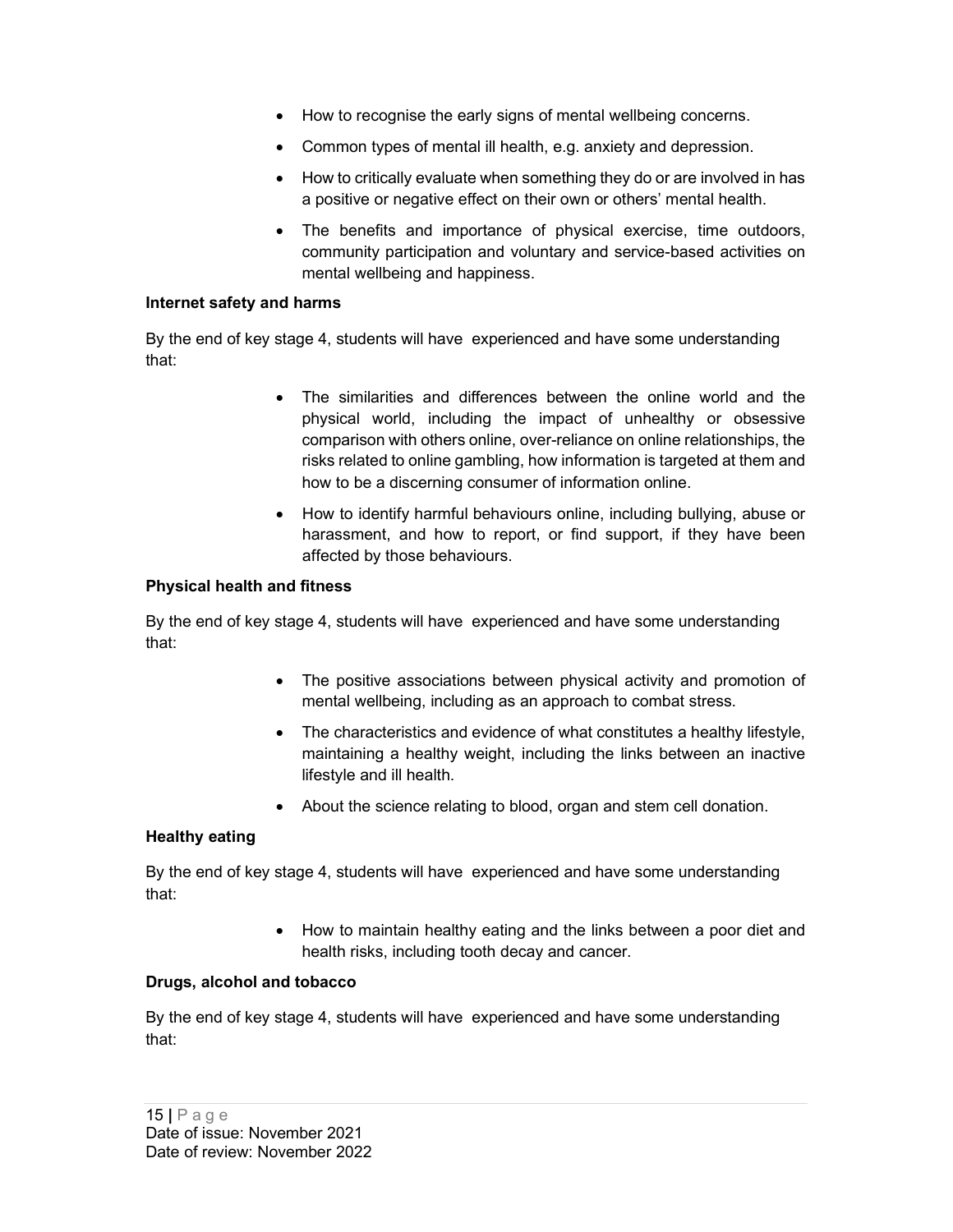- How to recognise the early signs of mental wellbeing concerns.
- Common types of mental ill health, e.g. anxiety and depression.
- How to critically evaluate when something they do or are involved in has a positive or negative effect on their own or others' mental health.
- The benefits and importance of physical exercise, time outdoors, community participation and voluntary and service-based activities on mental wellbeing and happiness.

**Internet safety and harms**

By the end of key stage 4, students will have experienced and have some understanding that:

- The similarities and differences between the online world and the physical world, including the impact of unhealthy or obsessive comparison with others online, over-reliance on online relationships, the risks related to online gambling, how information is targeted at them and how to be a discerning consumer of information online.
- How to identify harmful behaviours online, including bullying, abuse or harassment, and how to report, or find support, if they have been affected by those behaviours.

**Physical health and fitness**

By the end of key stage 4, students will have experienced and have some understanding that:

- The positive associations between physical activity and promotion of mental wellbeing, including as an approach to combat stress.
- The characteristics and evidence of what constitutes a healthy lifestyle, maintaining a healthy weight, including the links between an inactive lifestyle and ill health.
- About the science relating to blood, organ and stem cell donation.

**Healthy eating**

By the end of key stage 4, students will have experienced and have some understanding that:

- How to maintain healthy eating and the links between a poor diet and health risks, including tooth decay and cancer.

**Drugs, alcohol and tobacco**

By the end of key stage 4, students will have experienced and have some understanding that:

Date of issue: November 2021
Date of review: November 2022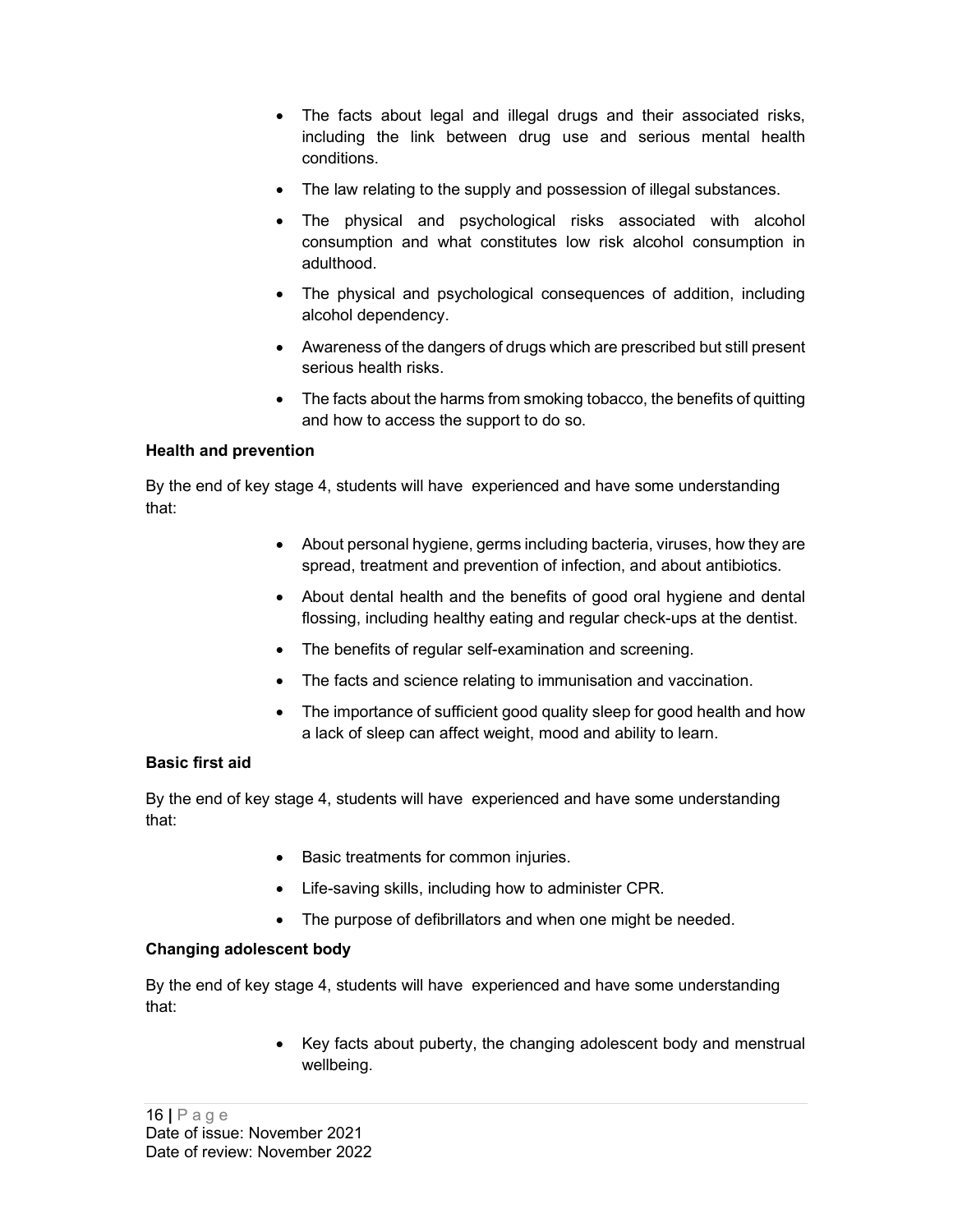- The facts about legal and illegal drugs and their associated risks, including the link between drug use and serious mental health conditions.
- The law relating to the supply and possession of illegal substances.
- The physical and psychological risks associated with alcohol consumption and what constitutes low risk alcohol consumption in adulthood.
- The physical and psychological consequences of addition, including alcohol dependency.
- Awareness of the dangers of drugs which are prescribed but still present serious health risks.
- The facts about the harms from smoking tobacco, the benefits of quitting and how to access the support to do so.

**Health and prevention**

By the end of key stage 4, students will have experienced and have some understanding that:

- About personal hygiene, germs including bacteria, viruses, how they are spread, treatment and prevention of infection, and about antibiotics.
- About dental health and the benefits of good oral hygiene and dental flossing, including healthy eating and regular check-ups at the dentist.
- The benefits of regular self-examination and screening.
- The facts and science relating to immunisation and vaccination.
- The importance of sufficient good quality sleep for good health and how a lack of sleep can affect weight, mood and ability to learn.

**Basic first aid**

By the end of key stage 4, students will have experienced and have some understanding that:

- Basic treatments for common injuries.
- Life-saving skills, including how to administer CPR.
- The purpose of defibrillators and when one might be needed.

**Changing adolescent body**

By the end of key stage 4, students will have experienced and have some understanding that:

- Key facts about puberty, the changing adolescent body and menstrual wellbeing.

Date of issue: November 2021
Date of review: November 2022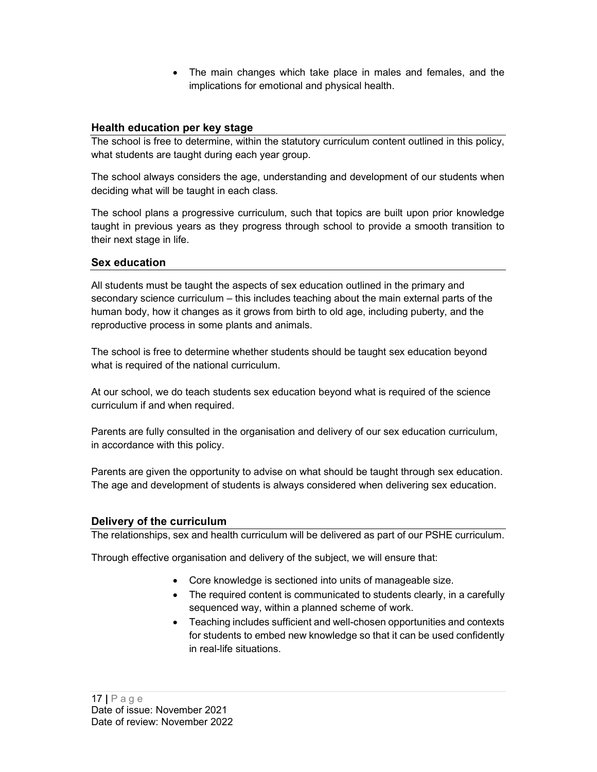- The main changes which take place in males and females, and the implications for emotional and physical health.

## Health education per key stage

The school is free to determine, within the statutory curriculum content outlined in this policy, what students are taught during each year group.

The school always considers the age, understanding and development of our students when deciding what will be taught in each class.

The school plans a progressive curriculum, such that topics are built upon prior knowledge taught in previous years as they progress through school to provide a smooth transition to their next stage in life.

## Sex education

All students must be taught the aspects of sex education outlined in the primary and secondary science curriculum – this includes teaching about the main external parts of the human body, how it changes as it grows from birth to old age, including puberty, and the reproductive process in some plants and animals.

The school is free to determine whether students should be taught sex education beyond what is required of the national curriculum.

At our school, we do teach students sex education beyond what is required of the science curriculum if and when required.

Parents are fully consulted in the organisation and delivery of our sex education curriculum, in accordance with this policy.

Parents are given the opportunity to advise on what should be taught through sex education. The age and development of students is always considered when delivering sex education.

## Delivery of the curriculum

The relationships, sex and health curriculum will be delivered as part of our PSHE curriculum.

Through effective organisation and delivery of the subject, we will ensure that:

- Core knowledge is sectioned into units of manageable size.
- The required content is communicated to students clearly, in a carefully sequenced way, within a planned scheme of work.
- Teaching includes sufficient and well-chosen opportunities and contexts for students to embed new knowledge so that it can be used confidently in real-life situations.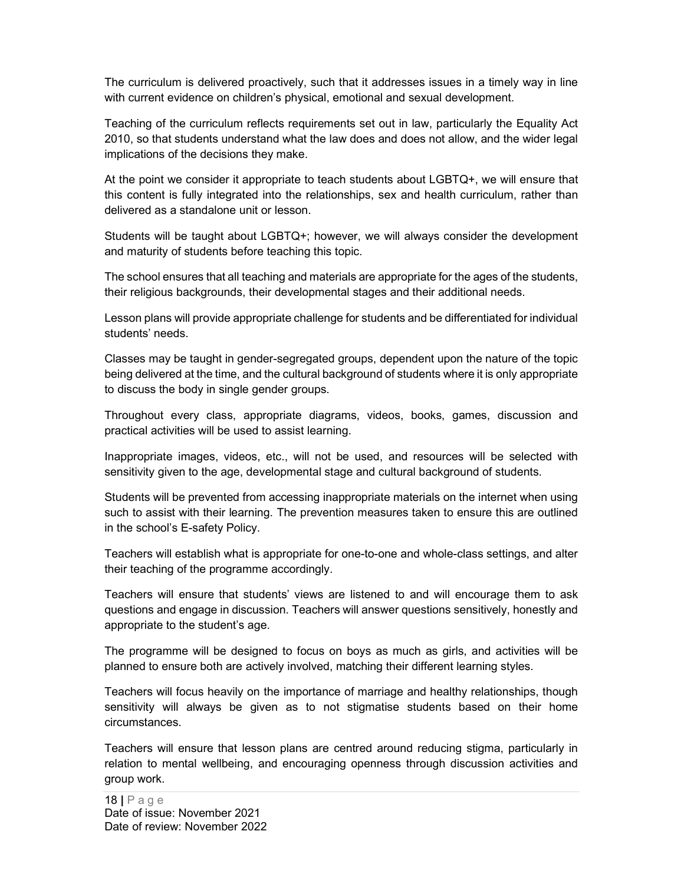The curriculum is delivered proactively, such that it addresses issues in a timely way in line with current evidence on children's physical, emotional and sexual development.

Teaching of the curriculum reflects requirements set out in law, particularly the Equality Act 2010, so that students understand what the law does and does not allow, and the wider legal implications of the decisions they make.

At the point we consider it appropriate to teach students about LGBTQ+, we will ensure that this content is fully integrated into the relationships, sex and health curriculum, rather than delivered as a standalone unit or lesson.

Students will be taught about LGBTQ+; however, we will always consider the development and maturity of students before teaching this topic.

The school ensures that all teaching and materials are appropriate for the ages of the students, their religious backgrounds, their developmental stages and their additional needs.

Lesson plans will provide appropriate challenge for students and be differentiated for individual students' needs.

Classes may be taught in gender-segregated groups, dependent upon the nature of the topic being delivered at the time, and the cultural background of students where it is only appropriate to discuss the body in single gender groups.

Throughout every class, appropriate diagrams, videos, books, games, discussion and practical activities will be used to assist learning.

Inappropriate images, videos, etc., will not be used, and resources will be selected with sensitivity given to the age, developmental stage and cultural background of students.

Students will be prevented from accessing inappropriate materials on the internet when using such to assist with their learning. The prevention measures taken to ensure this are outlined in the school's E-safety Policy.

Teachers will establish what is appropriate for one-to-one and whole-class settings, and alter their teaching of the programme accordingly.

Teachers will ensure that students' views are listened to and will encourage them to ask questions and engage in discussion. Teachers will answer questions sensitively, honestly and appropriate to the student's age.

The programme will be designed to focus on boys as much as girls, and activities will be planned to ensure both are actively involved, matching their different learning styles.

Teachers will focus heavily on the importance of marriage and healthy relationships, though sensitivity will always be given as to not stigmatise students based on their home circumstances.

Teachers will ensure that lesson plans are centred around reducing stigma, particularly in relation to mental wellbeing, and encouraging openness through discussion activities and group work.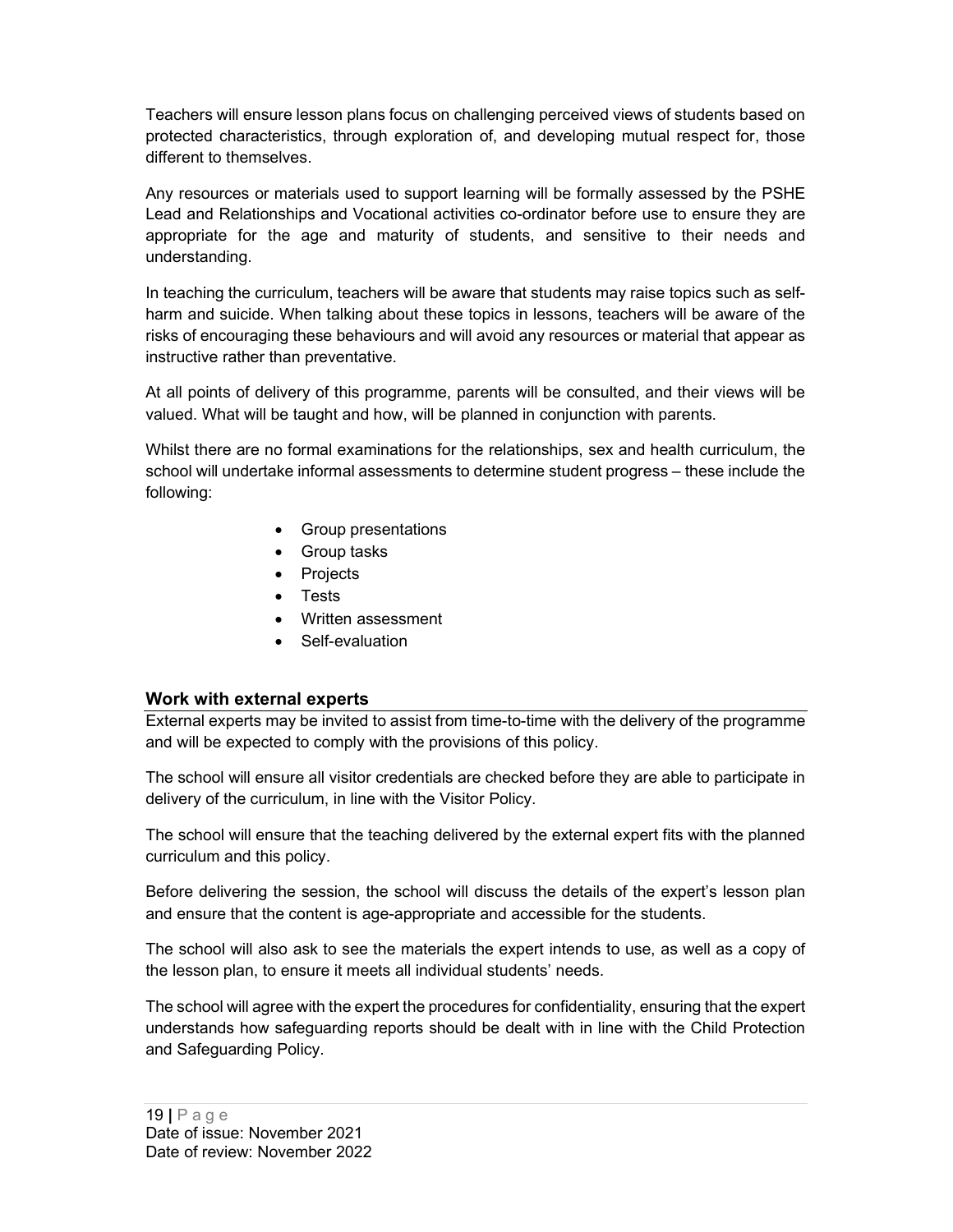Teachers will ensure lesson plans focus on challenging perceived views of students based on protected characteristics, through exploration of, and developing mutual respect for, those different to themselves.

Any resources or materials used to support learning will be formally assessed by the PSHE Lead and Relationships and Vocational activities co-ordinator before use to ensure they are appropriate for the age and maturity of students, and sensitive to their needs and understanding.

In teaching the curriculum, teachers will be aware that students may raise topics such as self-harm and suicide. When talking about these topics in lessons, teachers will be aware of the risks of encouraging these behaviours and will avoid any resources or material that appear as instructive rather than preventative.

At all points of delivery of this programme, parents will be consulted, and their views will be valued. What will be taught and how, will be planned in conjunction with parents.

Whilst there are no formal examinations for the relationships, sex and health curriculum, the school will undertake informal assessments to determine student progress – these include the following:

- Group presentations
- Group tasks
- Projects
- Tests
- Written assessment
- Self-evaluation

## Work with external experts

External experts may be invited to assist from time-to-time with the delivery of the programme and will be expected to comply with the provisions of this policy.

The school will ensure all visitor credentials are checked before they are able to participate in delivery of the curriculum, in line with the Visitor Policy.

The school will ensure that the teaching delivered by the external expert fits with the planned curriculum and this policy.

Before delivering the session, the school will discuss the details of the expert's lesson plan and ensure that the content is age-appropriate and accessible for the students.

The school will also ask to see the materials the expert intends to use, as well as a copy of the lesson plan, to ensure it meets all individual students' needs.

The school will agree with the expert the procedures for confidentiality, ensuring that the expert understands how safeguarding reports should be dealt with in line with the Child Protection and Safeguarding Policy.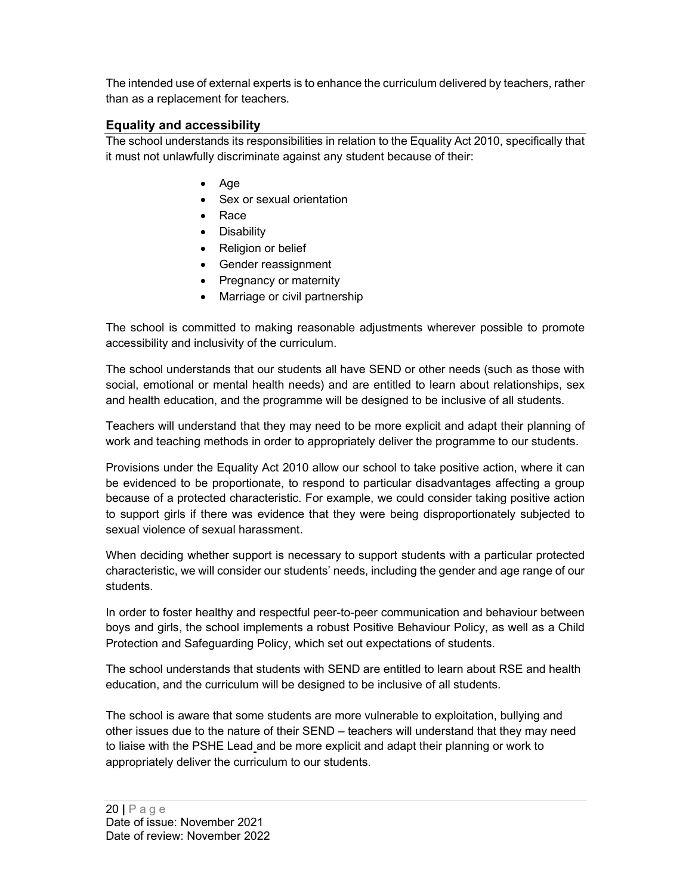The intended use of external experts is to enhance the curriculum delivered by teachers, rather than as a replacement for teachers.

## Equality and accessibility

The school understands its responsibilities in relation to the Equality Act 2010, specifically that it must not unlawfully discriminate against any student because of their:

- Age
- Sex or sexual orientation
- Race
- Disability
- Religion or belief
- Gender reassignment
- Pregnancy or maternity
- Marriage or civil partnership

The school is committed to making reasonable adjustments wherever possible to promote accessibility and inclusivity of the curriculum.

The school understands that our students all have SEND or other needs (such as those with social, emotional or mental health needs) and are entitled to learn about relationships, sex and health education, and the programme will be designed to be inclusive of all students.

Teachers will understand that they may need to be more explicit and adapt their planning of work and teaching methods in order to appropriately deliver the programme to our students.

Provisions under the Equality Act 2010 allow our school to take positive action, where it can be evidenced to be proportionate, to respond to particular disadvantages affecting a group because of a protected characteristic. For example, we could consider taking positive action to support girls if there was evidence that they were being disproportionately subjected to sexual violence of sexual harassment.

When deciding whether support is necessary to support students with a particular protected characteristic, we will consider our students' needs, including the gender and age range of our students.

In order to foster healthy and respectful peer-to-peer communication and behaviour between boys and girls, the school implements a robust Positive Behaviour Policy, as well as a Child Protection and Safeguarding Policy, which set out expectations of students.

The school understands that students with SEND are entitled to learn about RSE and health education, and the curriculum will be designed to be inclusive of all students.

The school is aware that some students are more vulnerable to exploitation, bullying and other issues due to the nature of their SEND – teachers will understand that they may need to liaise with the PSHE Lead and be more explicit and adapt their planning or work to appropriately deliver the curriculum to our students.

Date of issue: November 2021
Date of review: November 2022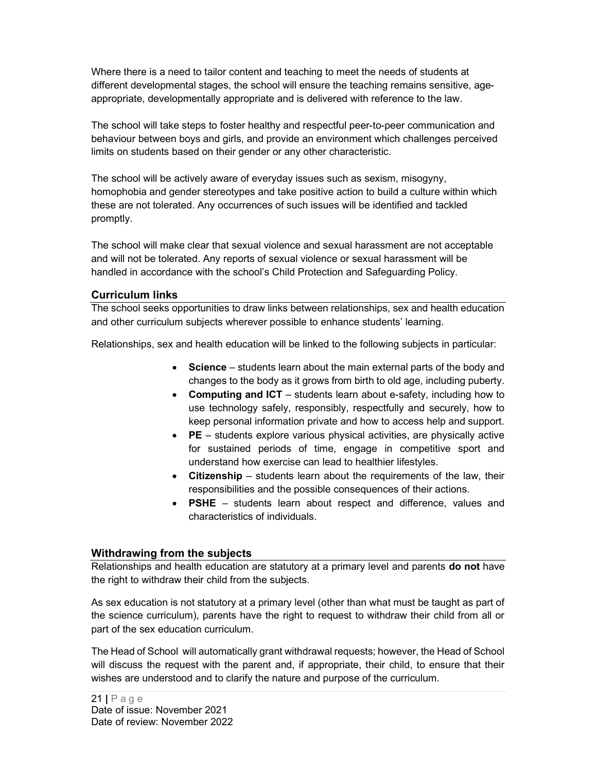Where there is a need to tailor content and teaching to meet the needs of students at different developmental stages, the school will ensure the teaching remains sensitive, age-appropriate, developmentally appropriate and is delivered with reference to the law.

The school will take steps to foster healthy and respectful peer-to-peer communication and behaviour between boys and girls, and provide an environment which challenges perceived limits on students based on their gender or any other characteristic.

The school will be actively aware of everyday issues such as sexism, misogyny, homophobia and gender stereotypes and take positive action to build a culture within which these are not tolerated. Any occurrences of such issues will be identified and tackled promptly.

The school will make clear that sexual violence and sexual harassment are not acceptable and will not be tolerated. Any reports of sexual violence or sexual harassment will be handled in accordance with the school's Child Protection and Safeguarding Policy.

## Curriculum links

The school seeks opportunities to draw links between relationships, sex and health education and other curriculum subjects wherever possible to enhance students' learning.

Relationships, sex and health education will be linked to the following subjects in particular:

- **Science** – students learn about the main external parts of the body and changes to the body as it grows from birth to old age, including puberty.
- **Computing and ICT** – students learn about e-safety, including how to use technology safely, responsibly, respectfully and securely, how to keep personal information private and how to access help and support.
- **PE** – students explore various physical activities, are physically active for sustained periods of time, engage in competitive sport and understand how exercise can lead to healthier lifestyles.
- **Citizenship** – students learn about the requirements of the law, their responsibilities and the possible consequences of their actions.
- **PSHE** – students learn about respect and difference, values and characteristics of individuals.

## Withdrawing from the subjects

Relationships and health education are statutory at a primary level and parents **do not** have the right to withdraw their child from the subjects.

As sex education is not statutory at a primary level (other than what must be taught as part of the science curriculum), parents have the right to request to withdraw their child from all or part of the sex education curriculum.

The Head of School will automatically grant withdrawal requests; however, the Head of School will discuss the request with the parent and, if appropriate, their child, to ensure that their wishes are understood and to clarify the nature and purpose of the curriculum.

Date of issue: November 2021
Date of review: November 2022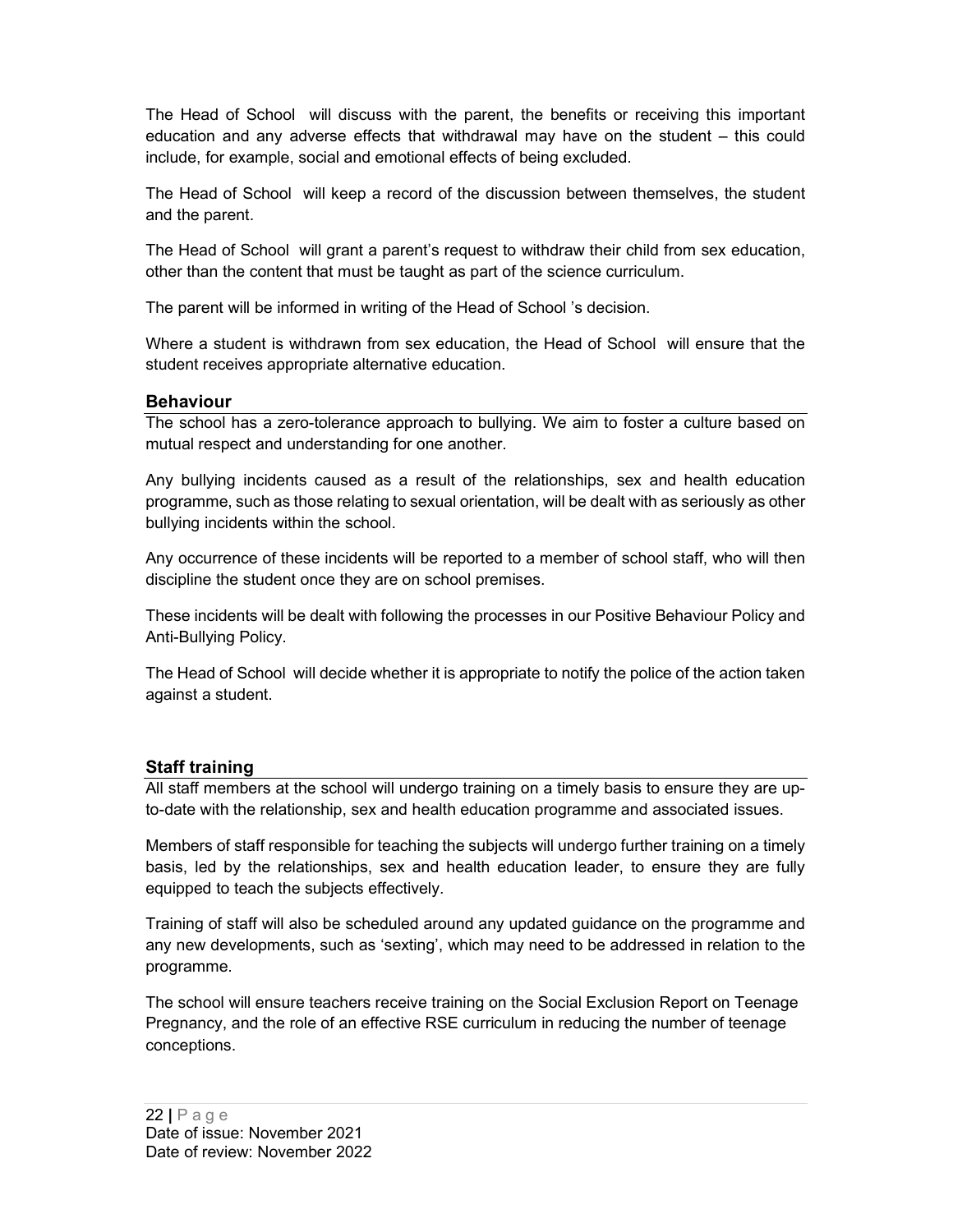The Head of School will discuss with the parent, the benefits or receiving this important education and any adverse effects that withdrawal may have on the student – this could include, for example, social and emotional effects of being excluded.

The Head of School will keep a record of the discussion between themselves, the student and the parent.

The Head of School will grant a parent's request to withdraw their child from sex education, other than the content that must be taught as part of the science curriculum.

The parent will be informed in writing of the Head of School 's decision.

Where a student is withdrawn from sex education, the Head of School will ensure that the student receives appropriate alternative education.

### Behaviour

The school has a zero-tolerance approach to bullying. We aim to foster a culture based on mutual respect and understanding for one another.

Any bullying incidents caused as a result of the relationships, sex and health education programme, such as those relating to sexual orientation, will be dealt with as seriously as other bullying incidents within the school.

Any occurrence of these incidents will be reported to a member of school staff, who will then discipline the student once they are on school premises.

These incidents will be dealt with following the processes in our Positive Behaviour Policy and Anti-Bullying Policy.

The Head of School will decide whether it is appropriate to notify the police of the action taken against a student.

### Staff training

All staff members at the school will undergo training on a timely basis to ensure they are up-to-date with the relationship, sex and health education programme and associated issues.

Members of staff responsible for teaching the subjects will undergo further training on a timely basis, led by the relationships, sex and health education leader, to ensure they are fully equipped to teach the subjects effectively.

Training of staff will also be scheduled around any updated guidance on the programme and any new developments, such as 'sexting', which may need to be addressed in relation to the programme.

The school will ensure teachers receive training on the Social Exclusion Report on Teenage Pregnancy, and the role of an effective RSE curriculum in reducing the number of teenage conceptions.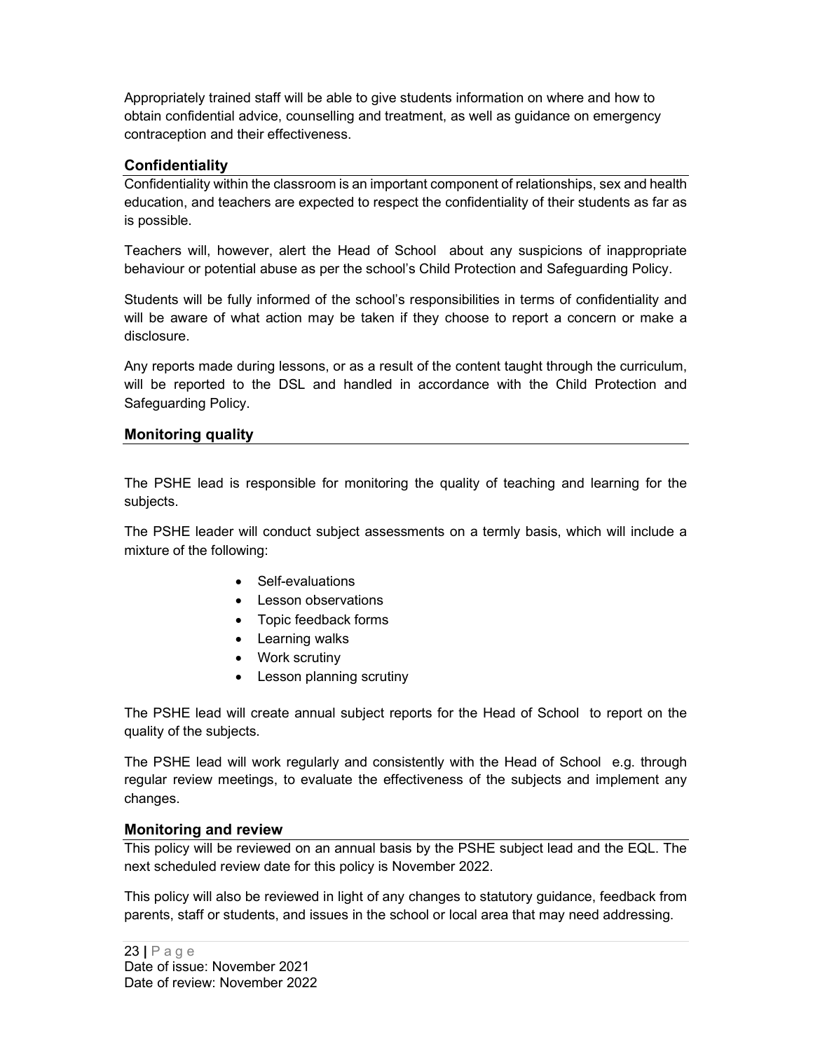Appropriately trained staff will be able to give students information on where and how to obtain confidential advice, counselling and treatment, as well as guidance on emergency contraception and their effectiveness.

### Confidentiality

Confidentiality within the classroom is an important component of relationships, sex and health education, and teachers are expected to respect the confidentiality of their students as far as is possible.

Teachers will, however, alert the Head of School about any suspicions of inappropriate behaviour or potential abuse as per the school's Child Protection and Safeguarding Policy.

Students will be fully informed of the school's responsibilities in terms of confidentiality and will be aware of what action may be taken if they choose to report a concern or make a disclosure.

Any reports made during lessons, or as a result of the content taught through the curriculum, will be reported to the DSL and handled in accordance with the Child Protection and Safeguarding Policy.

### Monitoring quality

The PSHE lead is responsible for monitoring the quality of teaching and learning for the subjects.

The PSHE leader will conduct subject assessments on a termly basis, which will include a mixture of the following:

- Self-evaluations
- Lesson observations
- Topic feedback forms
- Learning walks
- Work scrutiny
- Lesson planning scrutiny

The PSHE lead will create annual subject reports for the Head of School to report on the quality of the subjects.

The PSHE lead will work regularly and consistently with the Head of School e.g. through regular review meetings, to evaluate the effectiveness of the subjects and implement any changes.

### Monitoring and review

This policy will be reviewed on an annual basis by the PSHE subject lead and the EQL. The next scheduled review date for this policy is November 2022.

This policy will also be reviewed in light of any changes to statutory guidance, feedback from parents, staff or students, and issues in the school or local area that may need addressing.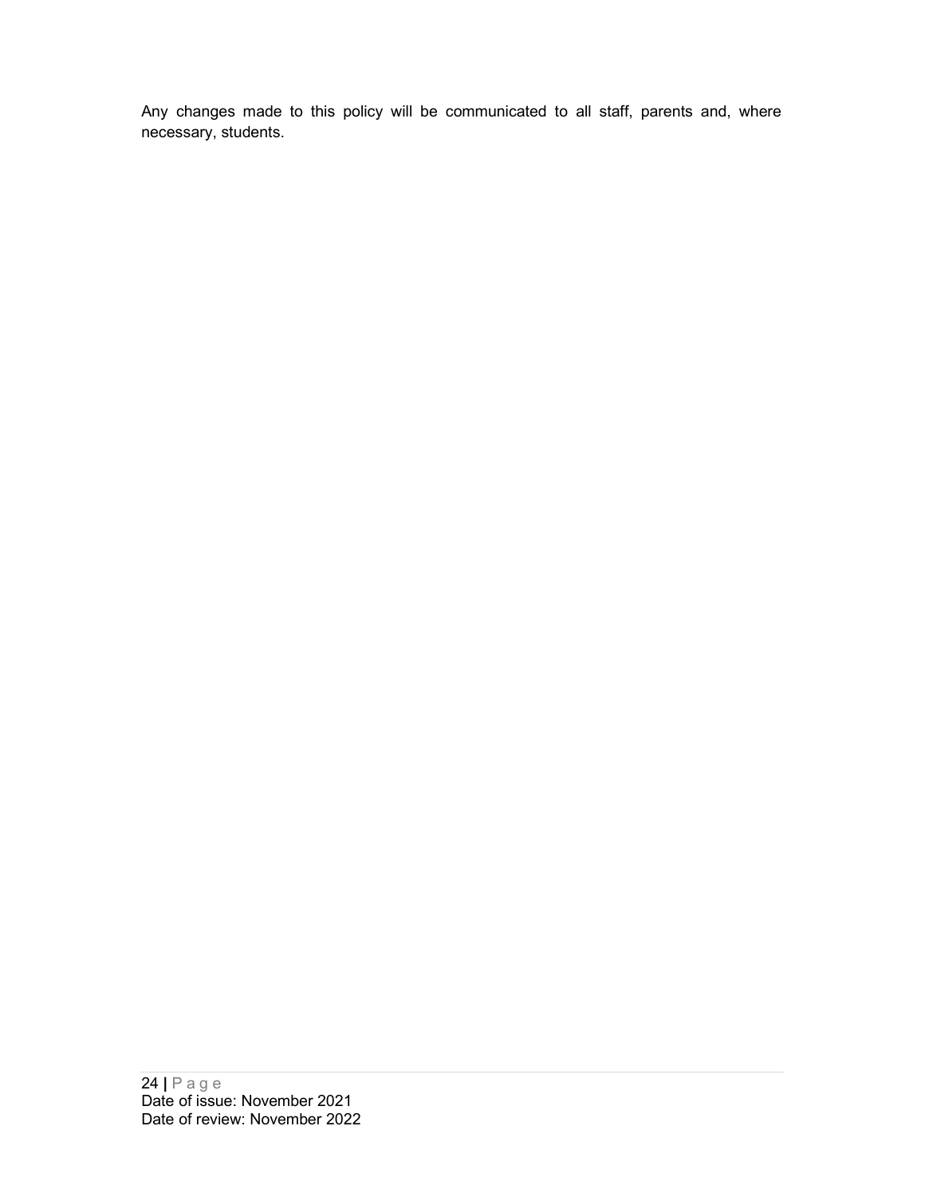Any changes made to this policy will be communicated to all staff, parents and, where necessary, students.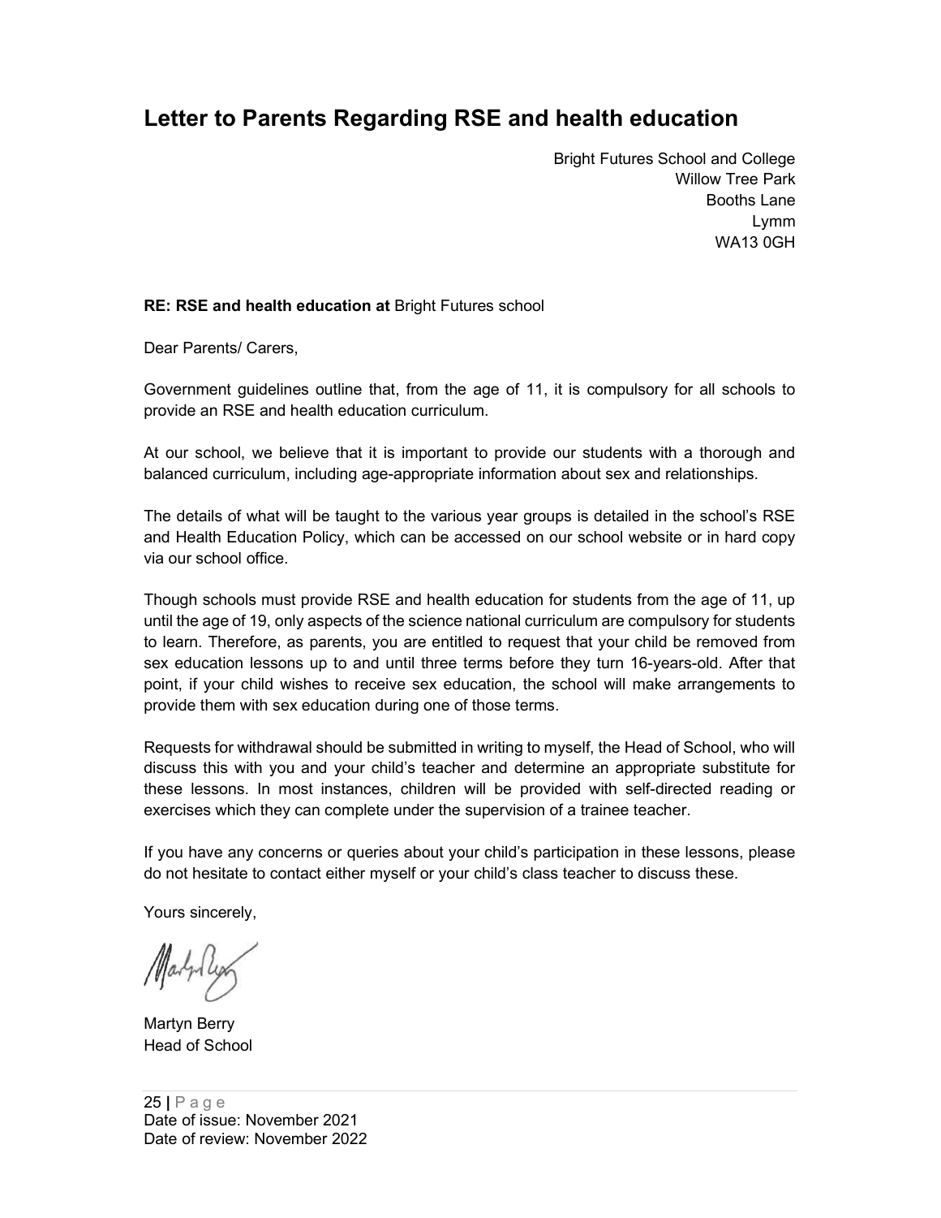# Letter to Parents Regarding RSE and health education

Bright Futures School and College
Willow Tree Park
Booths Lane
Lymm
WA13 0GH

**RE: RSE and health education at** Bright Futures school

Dear Parents/ Carers,

Government guidelines outline that, from the age of 11, it is compulsory for all schools to provide an RSE and health education curriculum.

At our school, we believe that it is important to provide our students with a thorough and balanced curriculum, including age-appropriate information about sex and relationships.

The details of what will be taught to the various year groups is detailed in the school's RSE and Health Education Policy, which can be accessed on our school website or in hard copy via our school office.

Though schools must provide RSE and health education for students from the age of 11, up until the age of 19, only aspects of the science national curriculum are compulsory for students to learn. Therefore, as parents, you are entitled to request that your child be removed from sex education lessons up to and until three terms before they turn 16-years-old. After that point, if your child wishes to receive sex education, the school will make arrangements to provide them with sex education during one of those terms.

Requests for withdrawal should be submitted in writing to myself, the Head of School, who will discuss this with you and your child's teacher and determine an appropriate substitute for these lessons. In most instances, children will be provided with self-directed reading or exercises which they can complete under the supervision of a trainee teacher.

If you have any concerns or queries about your child's participation in these lessons, please do not hesitate to contact either myself or your child's class teacher to discuss these.

Yours sincerely,

Martyn Berry
Head of School

Date of issue: November 2021
Date of review: November 2022